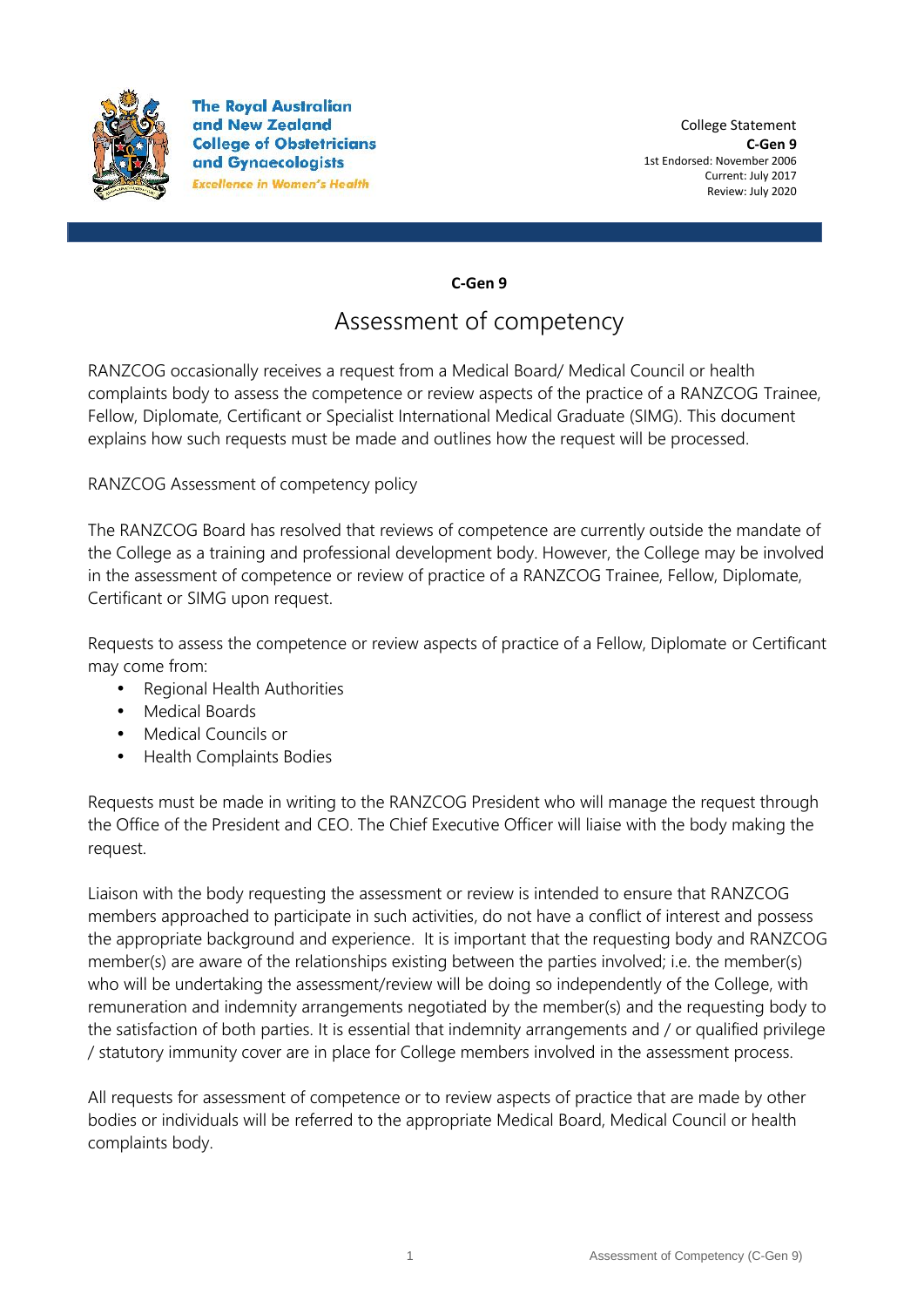The Royal Australian and New Zealand College of Obstetricians and Gynaecologists

*Excellence in Women's Health*

College Statement
**C-Gen 9**
1st Endorsed: November 2006
Current: July 2017
Review: July 2020

**C-Gen 9**

# Assessment of competency

RANZCOG occasionally receives a request from a Medical Board/ Medical Council or health complaints body to assess the competence or review aspects of the practice of a RANZCOG Trainee, Fellow, Diplomate, Certificant or Specialist International Medical Graduate (SIMG). This document explains how such requests must be made and outlines how the request will be processed.

RANZCOG Assessment of competency policy

The RANZCOG Board has resolved that reviews of competence are currently outside the mandate of the College as a training and professional development body. However, the College may be involved in the assessment of competence or review of practice of a RANZCOG Trainee, Fellow, Diplomate, Certificant or SIMG upon request.

Requests to assess the competence or review aspects of practice of a Fellow, Diplomate or Certificant may come from:

- Regional Health Authorities
- Medical Boards
- Medical Councils or
- Health Complaints Bodies

Requests must be made in writing to the RANZCOG President who will manage the request through the Office of the President and CEO. The Chief Executive Officer will liaise with the body making the request.

Liaison with the body requesting the assessment or review is intended to ensure that RANZCOG members approached to participate in such activities, do not have a conflict of interest and possess the appropriate background and experience. It is important that the requesting body and RANZCOG member(s) are aware of the relationships existing between the parties involved; i.e. the member(s) who will be undertaking the assessment/review will be doing so independently of the College, with remuneration and indemnity arrangements negotiated by the member(s) and the requesting body to the satisfaction of both parties. It is essential that indemnity arrangements and / or qualified privilege / statutory immunity cover are in place for College members involved in the assessment process.

All requests for assessment of competence or to review aspects of practice that are made by other bodies or individuals will be referred to the appropriate Medical Board, Medical Council or health complaints body.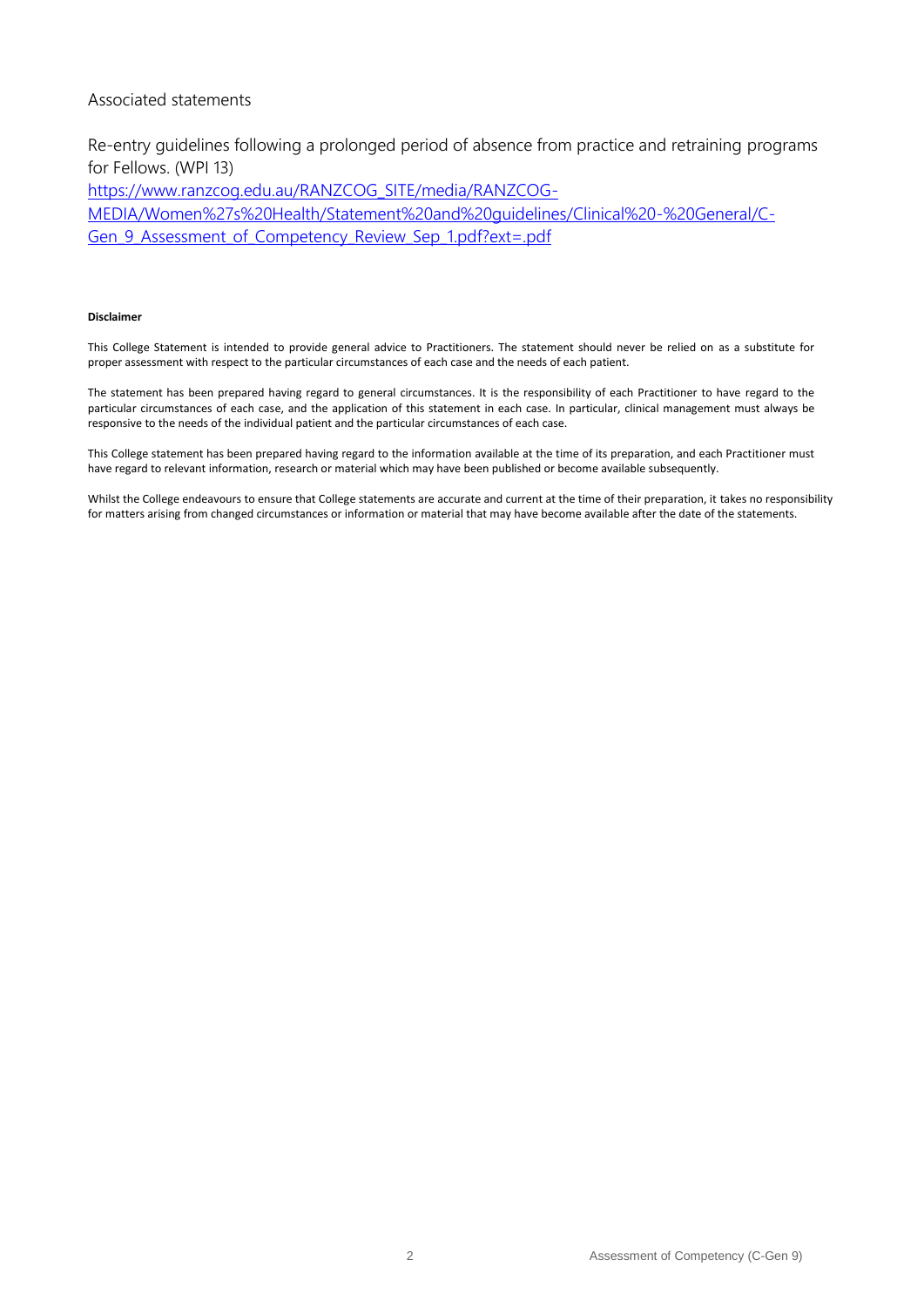## Associated statements

Re-entry guidelines following a prolonged period of absence from practice and retraining programs for Fellows. (WPI 13)
[https://www.ranzcog.edu.au/RANZCOG_SITE/media/RANZCOG-MEDIA/Women%27s%20Health/Statement%20and%20guidelines/Clinical%20-%20General/C-Gen_9_Assessment_of_Competency_Review_Sep_1.pdf?ext=.pdf](https://www.ranzcog.edu.au/RANZCOG_SITE/media/RANZCOG-MEDIA/Women%27s%20Health/Statement%20and%20guidelines/Clinical%20-%20General/C-Gen_9_Assessment_of_Competency_Review_Sep_1.pdf?ext=.pdf)

**Disclaimer**

This College Statement is intended to provide general advice to Practitioners. The statement should never be relied on as a substitute for proper assessment with respect to the particular circumstances of each case and the needs of each patient.

The statement has been prepared having regard to general circumstances. It is the responsibility of each Practitioner to have regard to the particular circumstances of each case, and the application of this statement in each case. In particular, clinical management must always be responsive to the needs of the individual patient and the particular circumstances of each case.

This College statement has been prepared having regard to the information available at the time of its preparation, and each Practitioner must have regard to relevant information, research or material which may have been published or become available subsequently.

Whilst the College endeavours to ensure that College statements are accurate and current at the time of their preparation, it takes no responsibility for matters arising from changed circumstances or information or material that may have become available after the date of the statements.